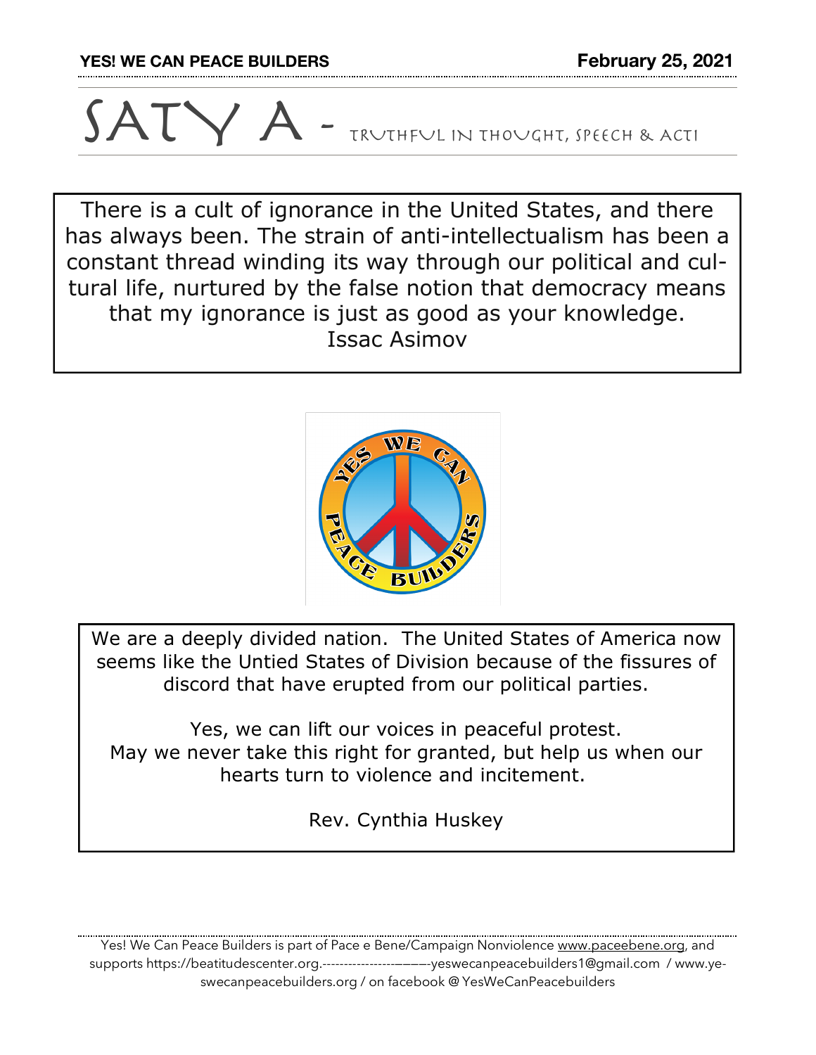**YES! WE CAN PEACE BUILDERS** **February 25, 2021**

# SATY A - TRUTHFUL IN THOUGHT, SPEECH & ACTI

There is a cult of ignorance in the United States, and there has always been. The strain of anti-intellectualism has been a constant thread winding its way through our political and cultural life, nurtured by the false notion that democracy means that my ignorance is just as good as your knowledge.
Issac Asimov

We are a deeply divided nation. The United States of America now seems like the Untied States of Division because of the fissures of discord that have erupted from our political parties.

Yes, we can lift our voices in peaceful protest.
May we never take this right for granted, but help us when our hearts turn to violence and incitement.

Rev. Cynthia Huskey

Yes! We Can Peace Builders is part of Pace e Bene/Campaign Nonviolence www.paceebene.org, and supports https://beatitudescenter.org.---------------------————-yeswecanpeacebuilders1@gmail.com / www.yeswecanpeacebuilders.org / on facebook @ YesWeCanPeacebuilders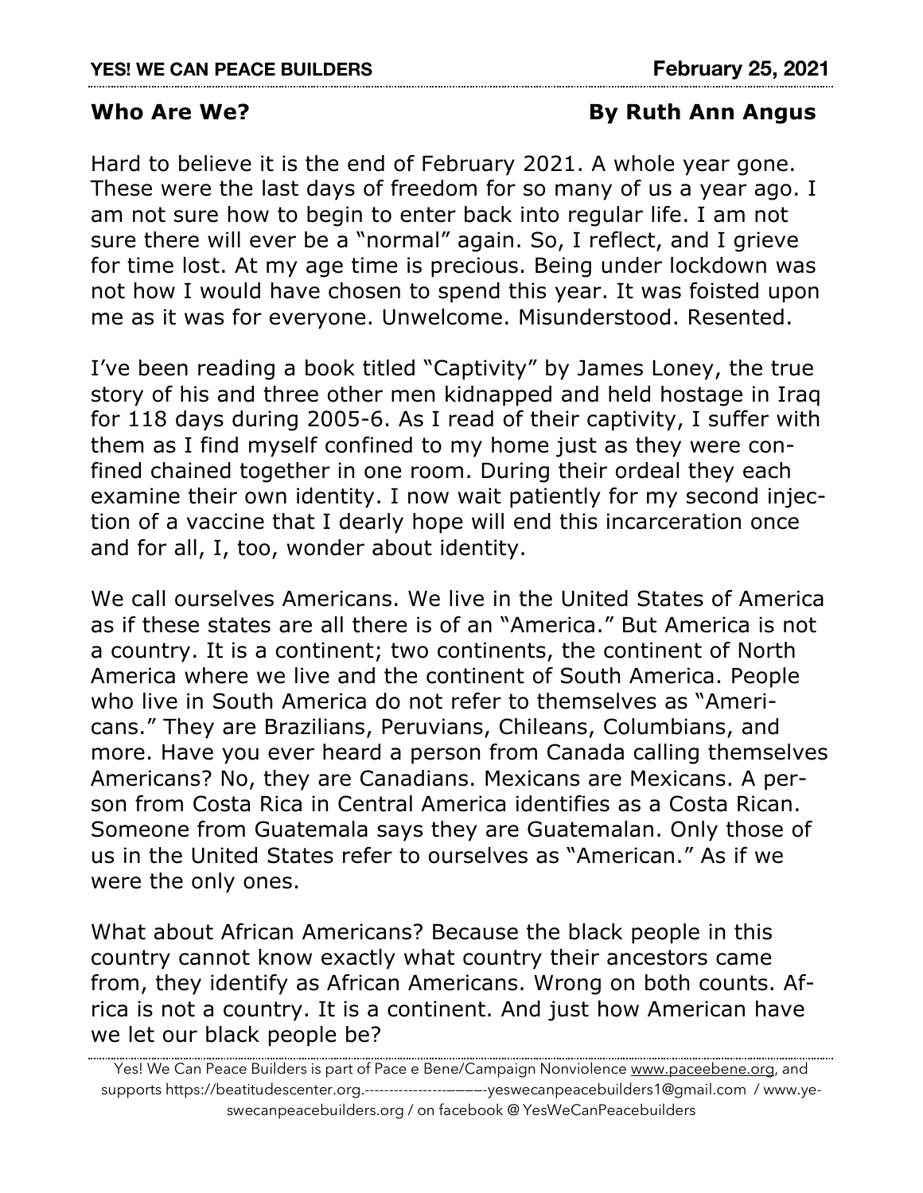## Who Are We?

**By Ruth Ann Angus**

Hard to believe it is the end of February 2021. A whole year gone. These were the last days of freedom for so many of us a year ago. I am not sure how to begin to enter back into regular life. I am not sure there will ever be a "normal" again. So, I reflect, and I grieve for time lost. At my age time is precious. Being under lockdown was not how I would have chosen to spend this year. It was foisted upon me as it was for everyone. Unwelcome. Misunderstood. Resented.

I've been reading a book titled "Captivity" by James Loney, the true story of his and three other men kidnapped and held hostage in Iraq for 118 days during 2005-6. As I read of their captivity, I suffer with them as I find myself confined to my home just as they were confined chained together in one room. During their ordeal they each examine their own identity. I now wait patiently for my second injection of a vaccine that I dearly hope will end this incarceration once and for all, I, too, wonder about identity.

We call ourselves Americans. We live in the United States of America as if these states are all there is of an "America." But America is not a country. It is a continent; two continents, the continent of North America where we live and the continent of South America. People who live in South America do not refer to themselves as "Americans." They are Brazilians, Peruvians, Chileans, Columbians, and more. Have you ever heard a person from Canada calling themselves Americans? No, they are Canadians. Mexicans are Mexicans. A person from Costa Rica in Central America identifies as a Costa Rican. Someone from Guatemala says they are Guatemalan. Only those of us in the United States refer to ourselves as "American." As if we were the only ones.

What about African Americans? Because the black people in this country cannot know exactly what country their ancestors came from, they identify as African Americans. Wrong on both counts. Africa is not a country. It is a continent. And just how American have we let our black people be?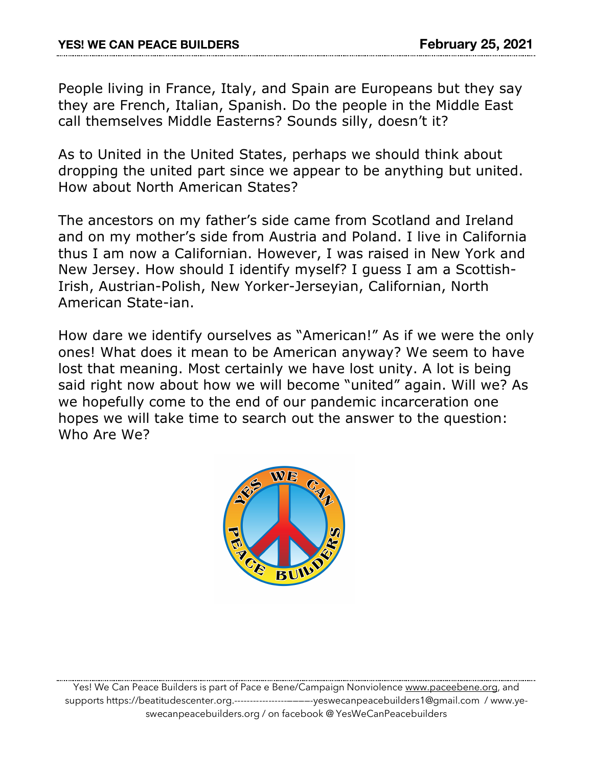People living in France, Italy, and Spain are Europeans but they say they are French, Italian, Spanish. Do the people in the Middle East call themselves Middle Easterns? Sounds silly, doesn't it?

As to United in the United States, perhaps we should think about dropping the united part since we appear to be anything but united. How about North American States?

The ancestors on my father's side came from Scotland and Ireland and on my mother's side from Austria and Poland. I live in California thus I am now a Californian. However, I was raised in New York and New Jersey. How should I identify myself? I guess I am a Scottish-Irish, Austrian-Polish, New Yorker-Jerseyian, Californian, North American State-ian.

How dare we identify ourselves as "American!" As if we were the only ones! What does it mean to be American anyway? We seem to have lost that meaning. Most certainly we have lost unity. A lot is being said right now about how we will become "united" again. Will we? As we hopefully come to the end of our pandemic incarceration one hopes we will take time to search out the answer to the question: Who Are We?

Yes! We Can Peace Builders is part of Pace e Bene/Campaign Nonviolence www.paceebene.org, and supports https://beatitudescenter.org.-------------------————-yeswecanpeacebuilders1@gmail.com / www.yeswecanpeacebuilders.org / on facebook @ YesWeCanPeacebuilders